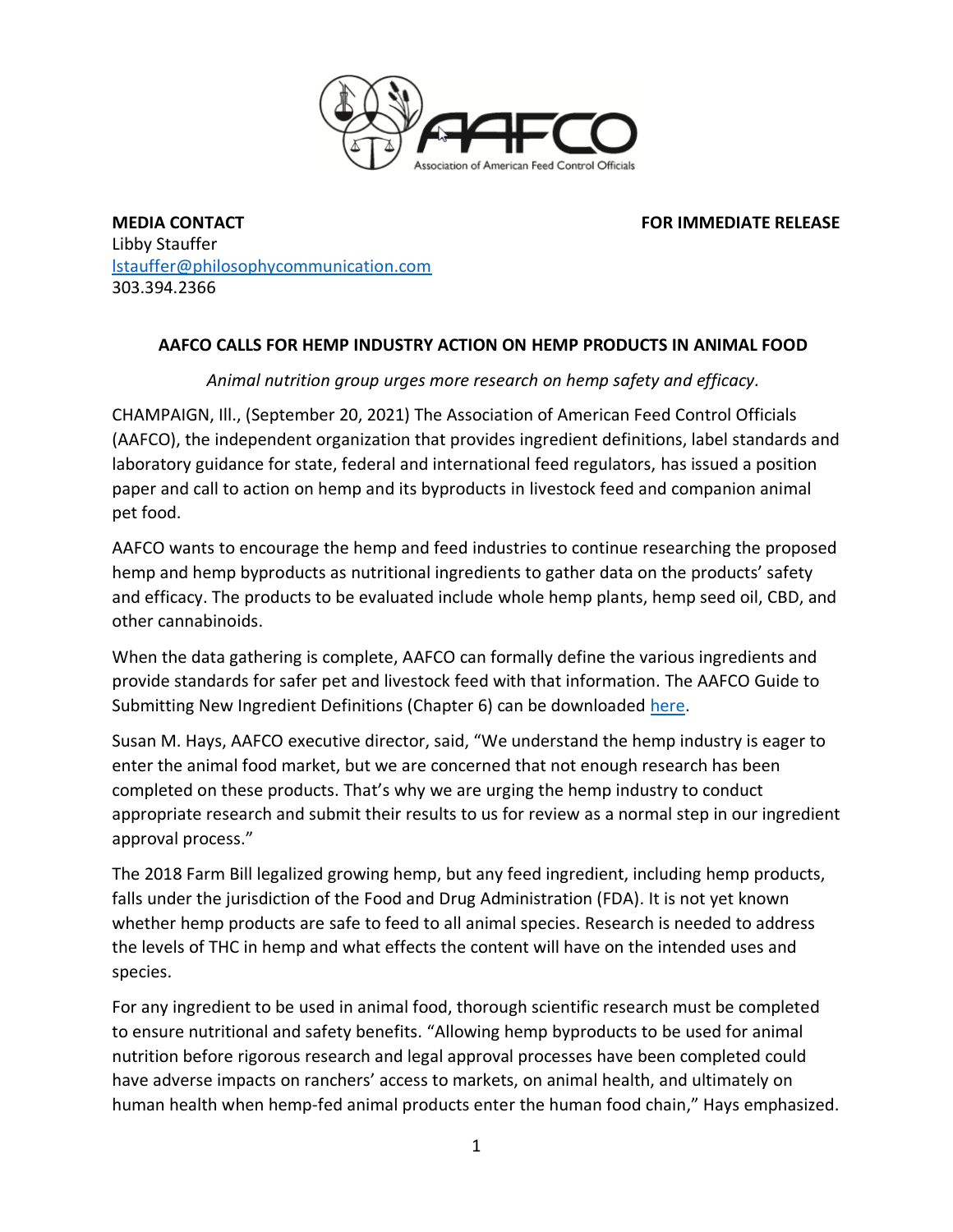**MEDIA CONTACT** **FOR IMMEDIATE RELEASE**

Libby Stauffer
lstauffer@philosophycommunication.com
303.394.2366

## AAFCO CALLS FOR HEMP INDUSTRY ACTION ON HEMP PRODUCTS IN ANIMAL FOOD

*Animal nutrition group urges more research on hemp safety and efficacy.*

CHAMPAIGN, Ill., (September 20, 2021) The Association of American Feed Control Officials (AAFCO), the independent organization that provides ingredient definitions, label standards and laboratory guidance for state, federal and international feed regulators, has issued a position paper and call to action on hemp and its byproducts in livestock feed and companion animal pet food.

AAFCO wants to encourage the hemp and feed industries to continue researching the proposed hemp and hemp byproducts as nutritional ingredients to gather data on the products' safety and efficacy. The products to be evaluated include whole hemp plants, hemp seed oil, CBD, and other cannabinoids.

When the data gathering is complete, AAFCO can formally define the various ingredients and provide standards for safer pet and livestock feed with that information. The AAFCO Guide to Submitting New Ingredient Definitions (Chapter 6) can be downloaded here.

Susan M. Hays, AAFCO executive director, said, "We understand the hemp industry is eager to enter the animal food market, but we are concerned that not enough research has been completed on these products. That's why we are urging the hemp industry to conduct appropriate research and submit their results to us for review as a normal step in our ingredient approval process."

The 2018 Farm Bill legalized growing hemp, but any feed ingredient, including hemp products, falls under the jurisdiction of the Food and Drug Administration (FDA). It is not yet known whether hemp products are safe to feed to all animal species. Research is needed to address the levels of THC in hemp and what effects the content will have on the intended uses and species.

For any ingredient to be used in animal food, thorough scientific research must be completed to ensure nutritional and safety benefits. "Allowing hemp byproducts to be used for animal nutrition before rigorous research and legal approval processes have been completed could have adverse impacts on ranchers' access to markets, on animal health, and ultimately on human health when hemp-fed animal products enter the human food chain," Hays emphasized.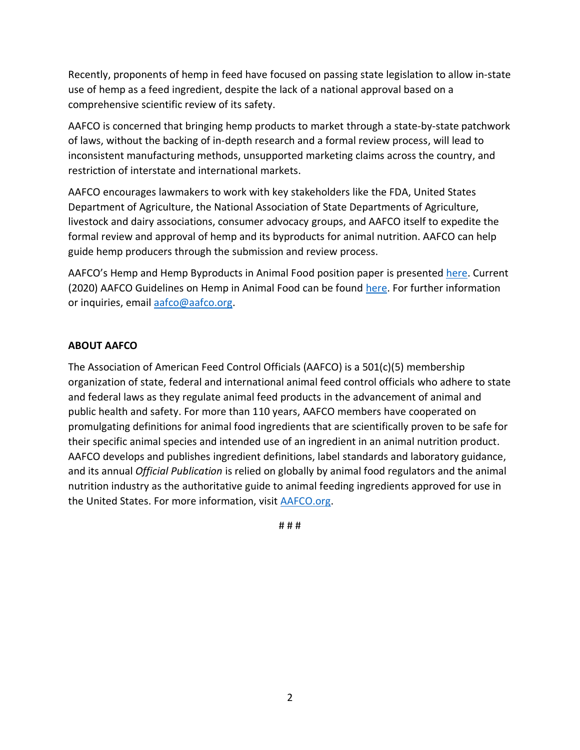Recently, proponents of hemp in feed have focused on passing state legislation to allow in-state use of hemp as a feed ingredient, despite the lack of a national approval based on a comprehensive scientific review of its safety.

AAFCO is concerned that bringing hemp products to market through a state-by-state patchwork of laws, without the backing of in-depth research and a formal review process, will lead to inconsistent manufacturing methods, unsupported marketing claims across the country, and restriction of interstate and international markets.

AAFCO encourages lawmakers to work with key stakeholders like the FDA, United States Department of Agriculture, the National Association of State Departments of Agriculture, livestock and dairy associations, consumer advocacy groups, and AAFCO itself to expedite the formal review and approval of hemp and its byproducts for animal nutrition. AAFCO can help guide hemp producers through the submission and review process.

AAFCO's Hemp and Hemp Byproducts in Animal Food position paper is presented here. Current (2020) AAFCO Guidelines on Hemp in Animal Food can be found here. For further information or inquiries, email aafco@aafco.org.

**ABOUT AAFCO**

The Association of American Feed Control Officials (AAFCO) is a 501(c)(5) membership organization of state, federal and international animal feed control officials who adhere to state and federal laws as they regulate animal feed products in the advancement of animal and public health and safety. For more than 110 years, AAFCO members have cooperated on promulgating definitions for animal food ingredients that are scientifically proven to be safe for their specific animal species and intended use of an ingredient in an animal nutrition product. AAFCO develops and publishes ingredient definitions, label standards and laboratory guidance, and its annual *Official Publication* is relied on globally by animal food regulators and the animal nutrition industry as the authoritative guide to animal feeding ingredients approved for use in the United States. For more information, visit AAFCO.org.

# # #